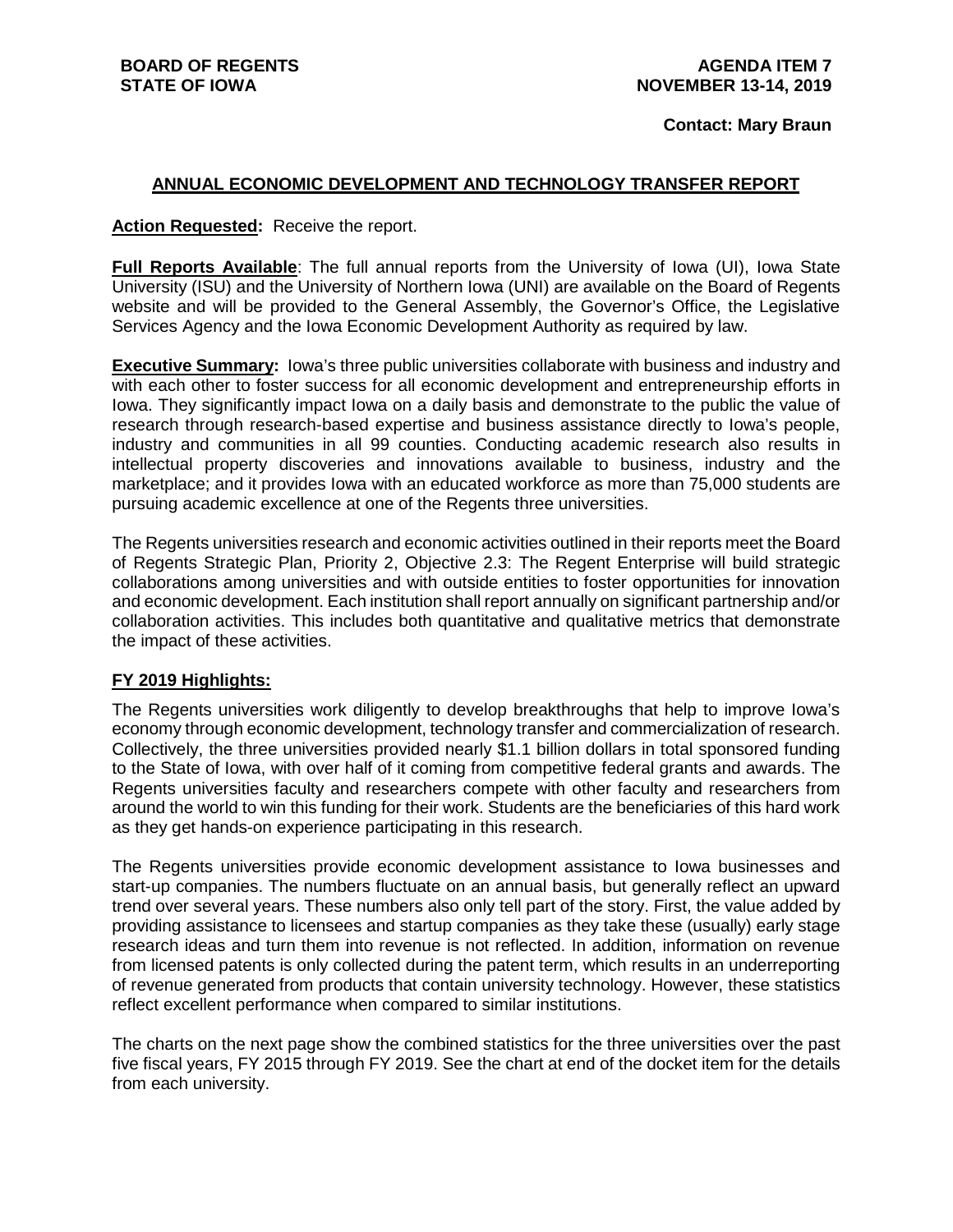**BOARD OF REGENTS**
**STATE OF IOWA**

**AGENDA ITEM 7**
**NOVEMBER 13-14, 2019**

**Contact: Mary Braun**

## ANNUAL ECONOMIC DEVELOPMENT AND TECHNOLOGY TRANSFER REPORT

**Action Requested:** Receive the report.

**Full Reports Available**: The full annual reports from the University of Iowa (UI), Iowa State University (ISU) and the University of Northern Iowa (UNI) are available on the Board of Regents website and will be provided to the General Assembly, the Governor's Office, the Legislative Services Agency and the Iowa Economic Development Authority as required by law.

**Executive Summary:** Iowa's three public universities collaborate with business and industry and with each other to foster success for all economic development and entrepreneurship efforts in Iowa. They significantly impact Iowa on a daily basis and demonstrate to the public the value of research through research-based expertise and business assistance directly to Iowa's people, industry and communities in all 99 counties. Conducting academic research also results in intellectual property discoveries and innovations available to business, industry and the marketplace; and it provides Iowa with an educated workforce as more than 75,000 students are pursuing academic excellence at one of the Regents three universities.

The Regents universities research and economic activities outlined in their reports meet the Board of Regents Strategic Plan, Priority 2, Objective 2.3: The Regent Enterprise will build strategic collaborations among universities and with outside entities to foster opportunities for innovation and economic development. Each institution shall report annually on significant partnership and/or collaboration activities. This includes both quantitative and qualitative metrics that demonstrate the impact of these activities.

### FY 2019 Highlights:

The Regents universities work diligently to develop breakthroughs that help to improve Iowa's economy through economic development, technology transfer and commercialization of research. Collectively, the three universities provided nearly $1.1 billion dollars in total sponsored funding to the State of Iowa, with over half of it coming from competitive federal grants and awards. The Regents universities faculty and researchers compete with other faculty and researchers from around the world to win this funding for their work. Students are the beneficiaries of this hard work as they get hands-on experience participating in this research.

The Regents universities provide economic development assistance to Iowa businesses and start-up companies. The numbers fluctuate on an annual basis, but generally reflect an upward trend over several years. These numbers also only tell part of the story. First, the value added by providing assistance to licensees and startup companies as they take these (usually) early stage research ideas and turn them into revenue is not reflected. In addition, information on revenue from licensed patents is only collected during the patent term, which results in an underreporting of revenue generated from products that contain university technology. However, these statistics reflect excellent performance when compared to similar institutions.

The charts on the next page show the combined statistics for the three universities over the past five fiscal years, FY 2015 through FY 2019. See the chart at end of the docket item for the details from each university.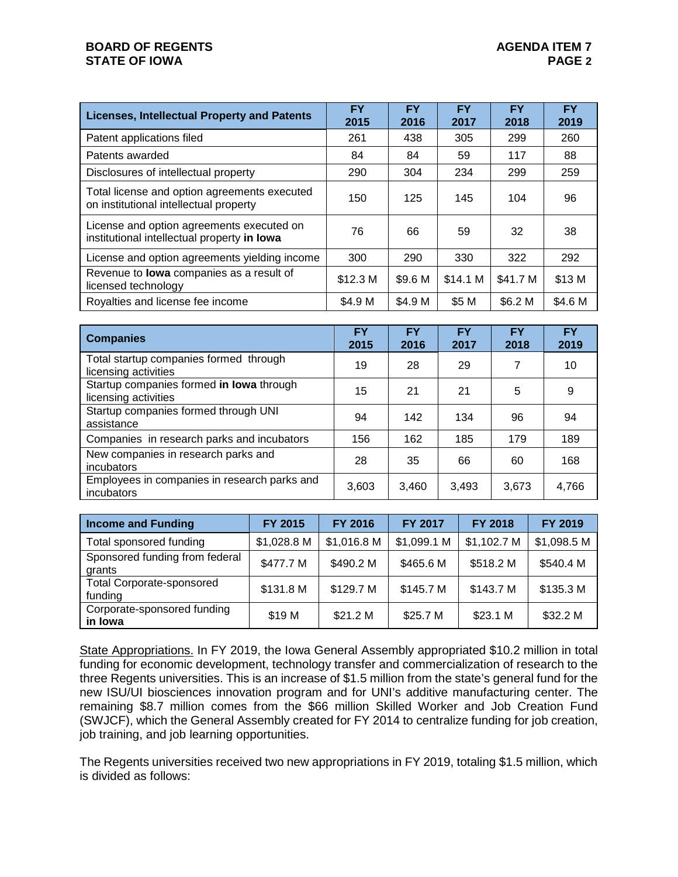| **Licenses, Intellectual Property and Patents** | **FY 2015** | **FY 2016** | **FY 2017** | **FY 2018** | **FY 2019** |
|---|---|---|---|---|---|
| Patent applications filed | 261 | 438 | 305 | 299 | 260 |
| Patents awarded | 84 | 84 | 59 | 117 | 88 |
| Disclosures of intellectual property | 290 | 304 | 234 | 299 | 259 |
| Total license and option agreements executed on institutional intellectual property | 150 | 125 | 145 | 104 | 96 |
| License and option agreements executed on institutional intellectual property **in Iowa** | 76 | 66 | 59 | 32 | 38 |
| License and option agreements yielding income | 300 | 290 | 330 | 322 | 292 |
| Revenue to **Iowa** companies as a result of licensed technology | $12.3 M | $9.6 M | $14.1 M | $41.7 M | $13 M |
| Royalties and license fee income | $4.9 M | $4.9 M | $5 M | $6.2 M | $4.6 M |

| **Companies** | **FY 2015** | **FY 2016** | **FY 2017** | **FY 2018** | **FY 2019** |
|---|---|---|---|---|---|
| Total startup companies formed through licensing activities | 19 | 28 | 29 | 7 | 10 |
| Startup companies formed **in Iowa** through licensing activities | 15 | 21 | 21 | 5 | 9 |
| Startup companies formed through UNI assistance | 94 | 142 | 134 | 96 | 94 |
| Companies in research parks and incubators | 156 | 162 | 185 | 179 | 189 |
| New companies in research parks and incubators | 28 | 35 | 66 | 60 | 168 |
| Employees in companies in research parks and incubators | 3,603 | 3,460 | 3,493 | 3,673 | 4,766 |

| **Income and Funding** | **FY 2015** | **FY 2016** | **FY 2017** | **FY 2018** | **FY 2019** |
|---|---|---|---|---|---|
| Total sponsored funding | $1,028.8 M | $1,016.8 M | $1,099.1 M | $1,102.7 M | $1,098.5 M |
| Sponsored funding from federal grants | $477.7 M | $490.2 M | $465.6 M | $518.2 M | $540.4 M |
| Total Corporate-sponsored funding | $131.8 M | $129.7 M | $145.7 M | $143.7 M | $135.3 M |
| Corporate-sponsored funding **in Iowa** | $19 M | $21.2 M | $25.7 M | $23.1 M | $32.2 M |

State Appropriations. In FY 2019, the Iowa General Assembly appropriated $10.2 million in total funding for economic development, technology transfer and commercialization of research to the three Regents universities. This is an increase of $1.5 million from the state's general fund for the new ISU/UI biosciences innovation program and for UNI's additive manufacturing center. The remaining $8.7 million comes from the $66 million Skilled Worker and Job Creation Fund (SWJCF), which the General Assembly created for FY 2014 to centralize funding for job creation, job training, and job learning opportunities.

The Regents universities received two new appropriations in FY 2019, totaling $1.5 million, which is divided as follows: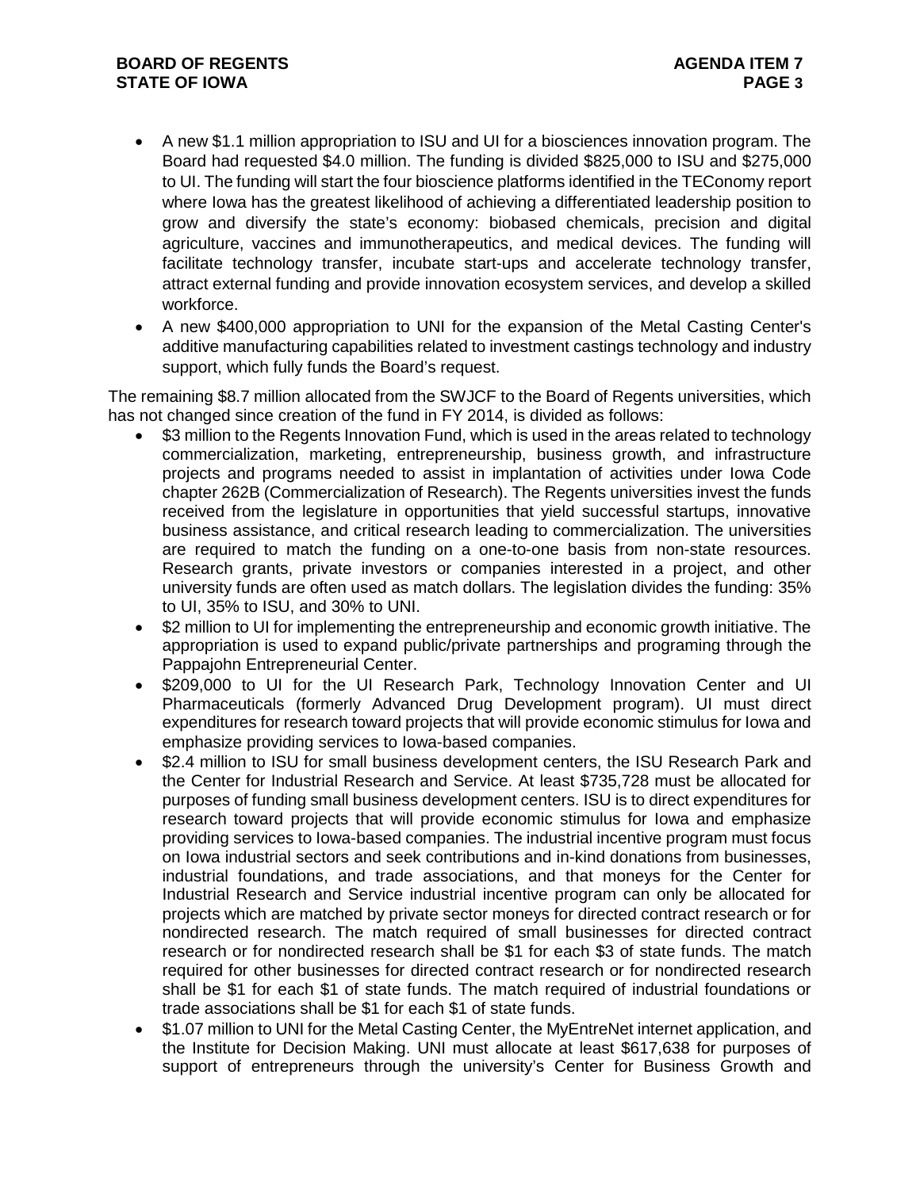- A new $1.1 million appropriation to ISU and UI for a biosciences innovation program. The Board had requested $4.0 million. The funding is divided $825,000 to ISU and $275,000 to UI. The funding will start the four bioscience platforms identified in the TEConomy report where Iowa has the greatest likelihood of achieving a differentiated leadership position to grow and diversify the state's economy: biobased chemicals, precision and digital agriculture, vaccines and immunotherapeutics, and medical devices. The funding will facilitate technology transfer, incubate start-ups and accelerate technology transfer, attract external funding and provide innovation ecosystem services, and develop a skilled workforce.
- A new $400,000 appropriation to UNI for the expansion of the Metal Casting Center's additive manufacturing capabilities related to investment castings technology and industry support, which fully funds the Board's request.

The remaining $8.7 million allocated from the SWJCF to the Board of Regents universities, which has not changed since creation of the fund in FY 2014, is divided as follows:

- $3 million to the Regents Innovation Fund, which is used in the areas related to technology commercialization, marketing, entrepreneurship, business growth, and infrastructure projects and programs needed to assist in implantation of activities under Iowa Code chapter 262B (Commercialization of Research). The Regents universities invest the funds received from the legislature in opportunities that yield successful startups, innovative business assistance, and critical research leading to commercialization. The universities are required to match the funding on a one-to-one basis from non-state resources. Research grants, private investors or companies interested in a project, and other university funds are often used as match dollars. The legislation divides the funding: 35% to UI, 35% to ISU, and 30% to UNI.
- $2 million to UI for implementing the entrepreneurship and economic growth initiative. The appropriation is used to expand public/private partnerships and programing through the Pappajohn Entrepreneurial Center.
- $209,000 to UI for the UI Research Park, Technology Innovation Center and UI Pharmaceuticals (formerly Advanced Drug Development program). UI must direct expenditures for research toward projects that will provide economic stimulus for Iowa and emphasize providing services to Iowa-based companies.
- $2.4 million to ISU for small business development centers, the ISU Research Park and the Center for Industrial Research and Service. At least $735,728 must be allocated for purposes of funding small business development centers. ISU is to direct expenditures for research toward projects that will provide economic stimulus for Iowa and emphasize providing services to Iowa-based companies. The industrial incentive program must focus on Iowa industrial sectors and seek contributions and in-kind donations from businesses, industrial foundations, and trade associations, and that moneys for the Center for Industrial Research and Service industrial incentive program can only be allocated for projects which are matched by private sector moneys for directed contract research or for nondirected research. The match required of small businesses for directed contract research or for nondirected research shall be $1 for each $3 of state funds. The match required for other businesses for directed contract research or for nondirected research shall be $1 for each $1 of state funds. The match required of industrial foundations or trade associations shall be $1 for each $1 of state funds.
- $1.07 million to UNI for the Metal Casting Center, the MyEntreNet internet application, and the Institute for Decision Making. UNI must allocate at least $617,638 for purposes of support of entrepreneurs through the university's Center for Business Growth and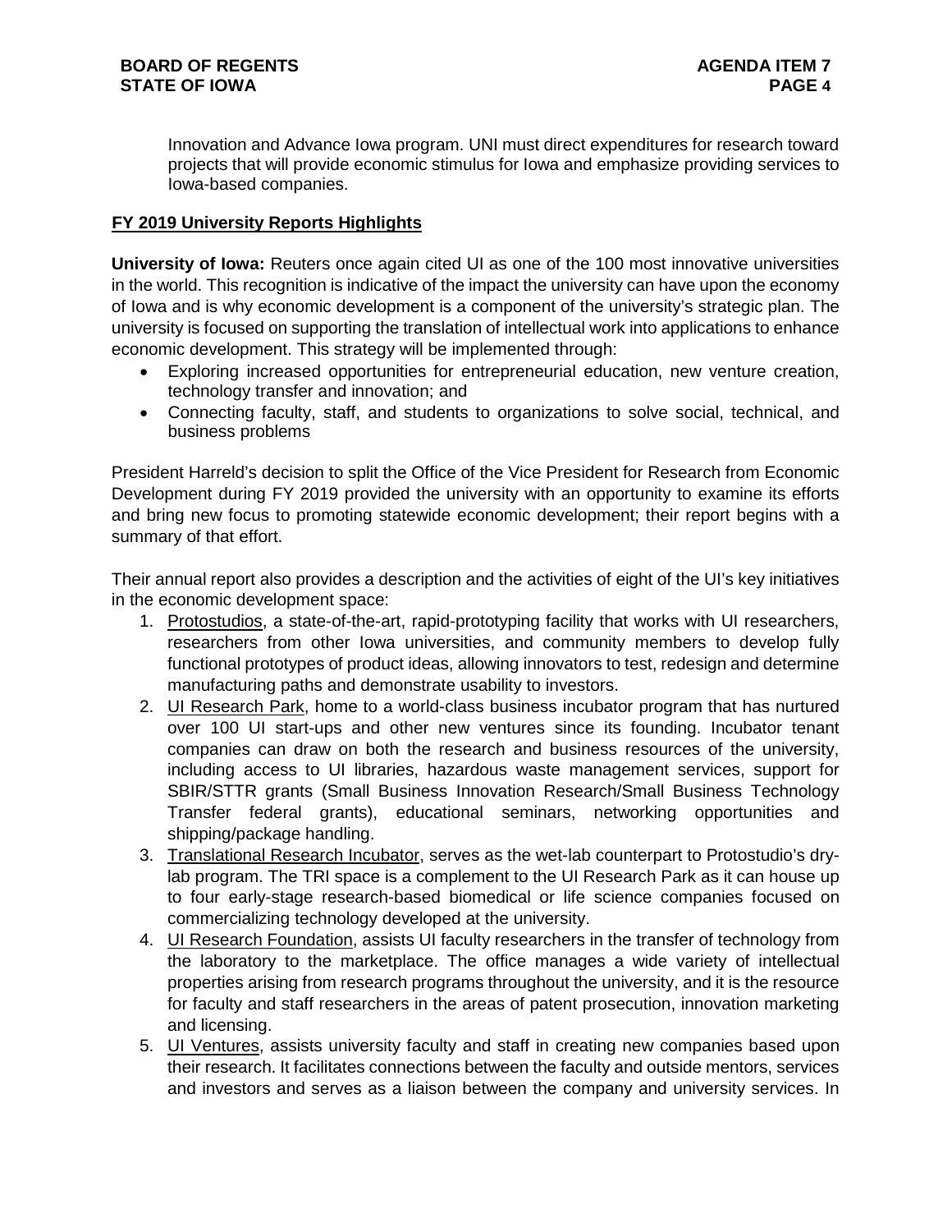Innovation and Advance Iowa program. UNI must direct expenditures for research toward projects that will provide economic stimulus for Iowa and emphasize providing services to Iowa-based companies.

## FY 2019 University Reports Highlights

**University of Iowa:** Reuters once again cited UI as one of the 100 most innovative universities in the world. This recognition is indicative of the impact the university can have upon the economy of Iowa and is why economic development is a component of the university's strategic plan. The university is focused on supporting the translation of intellectual work into applications to enhance economic development. This strategy will be implemented through:

- Exploring increased opportunities for entrepreneurial education, new venture creation, technology transfer and innovation; and
- Connecting faculty, staff, and students to organizations to solve social, technical, and business problems

President Harreld's decision to split the Office of the Vice President for Research from Economic Development during FY 2019 provided the university with an opportunity to examine its efforts and bring new focus to promoting statewide economic development; their report begins with a summary of that effort.

Their annual report also provides a description and the activities of eight of the UI's key initiatives in the economic development space:

1. Protostudios, a state-of-the-art, rapid-prototyping facility that works with UI researchers, researchers from other Iowa universities, and community members to develop fully functional prototypes of product ideas, allowing innovators to test, redesign and determine manufacturing paths and demonstrate usability to investors.
2. UI Research Park, home to a world-class business incubator program that has nurtured over 100 UI start-ups and other new ventures since its founding. Incubator tenant companies can draw on both the research and business resources of the university, including access to UI libraries, hazardous waste management services, support for SBIR/STTR grants (Small Business Innovation Research/Small Business Technology Transfer federal grants), educational seminars, networking opportunities and shipping/package handling.
3. Translational Research Incubator, serves as the wet-lab counterpart to Protostudio's dry-lab program. The TRI space is a complement to the UI Research Park as it can house up to four early-stage research-based biomedical or life science companies focused on commercializing technology developed at the university.
4. UI Research Foundation, assists UI faculty researchers in the transfer of technology from the laboratory to the marketplace. The office manages a wide variety of intellectual properties arising from research programs throughout the university, and it is the resource for faculty and staff researchers in the areas of patent prosecution, innovation marketing and licensing.
5. UI Ventures, assists university faculty and staff in creating new companies based upon their research. It facilitates connections between the faculty and outside mentors, services and investors and serves as a liaison between the company and university services. In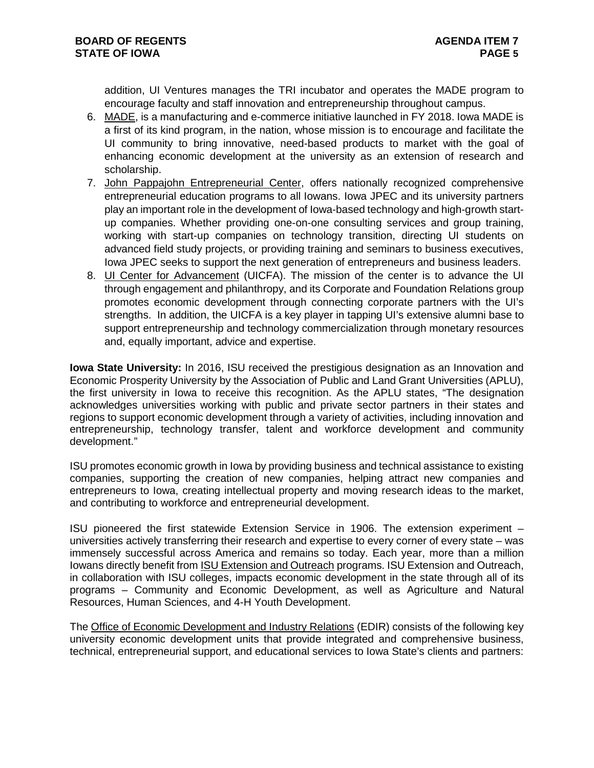addition, UI Ventures manages the TRI incubator and operates the MADE program to encourage faculty and staff innovation and entrepreneurship throughout campus.

6. MADE, is a manufacturing and e-commerce initiative launched in FY 2018. Iowa MADE is a first of its kind program, in the nation, whose mission is to encourage and facilitate the UI community to bring innovative, need-based products to market with the goal of enhancing economic development at the university as an extension of research and scholarship.
7. John Pappajohn Entrepreneurial Center, offers nationally recognized comprehensive entrepreneurial education programs to all Iowans. Iowa JPEC and its university partners play an important role in the development of Iowa-based technology and high-growth start-up companies. Whether providing one-on-one consulting services and group training, working with start-up companies on technology transition, directing UI students on advanced field study projects, or providing training and seminars to business executives, Iowa JPEC seeks to support the next generation of entrepreneurs and business leaders.
8. UI Center for Advancement (UICFA). The mission of the center is to advance the UI through engagement and philanthropy, and its Corporate and Foundation Relations group promotes economic development through connecting corporate partners with the UI's strengths. In addition, the UICFA is a key player in tapping UI's extensive alumni base to support entrepreneurship and technology commercialization through monetary resources and, equally important, advice and expertise.

**Iowa State University:** In 2016, ISU received the prestigious designation as an Innovation and Economic Prosperity University by the Association of Public and Land Grant Universities (APLU), the first university in Iowa to receive this recognition. As the APLU states, "The designation acknowledges universities working with public and private sector partners in their states and regions to support economic development through a variety of activities, including innovation and entrepreneurship, technology transfer, talent and workforce development and community development."

ISU promotes economic growth in Iowa by providing business and technical assistance to existing companies, supporting the creation of new companies, helping attract new companies and entrepreneurs to Iowa, creating intellectual property and moving research ideas to the market, and contributing to workforce and entrepreneurial development.

ISU pioneered the first statewide Extension Service in 1906. The extension experiment – universities actively transferring their research and expertise to every corner of every state – was immensely successful across America and remains so today. Each year, more than a million Iowans directly benefit from ISU Extension and Outreach programs. ISU Extension and Outreach, in collaboration with ISU colleges, impacts economic development in the state through all of its programs – Community and Economic Development, as well as Agriculture and Natural Resources, Human Sciences, and 4-H Youth Development.

The Office of Economic Development and Industry Relations (EDIR) consists of the following key university economic development units that provide integrated and comprehensive business, technical, entrepreneurial support, and educational services to Iowa State's clients and partners: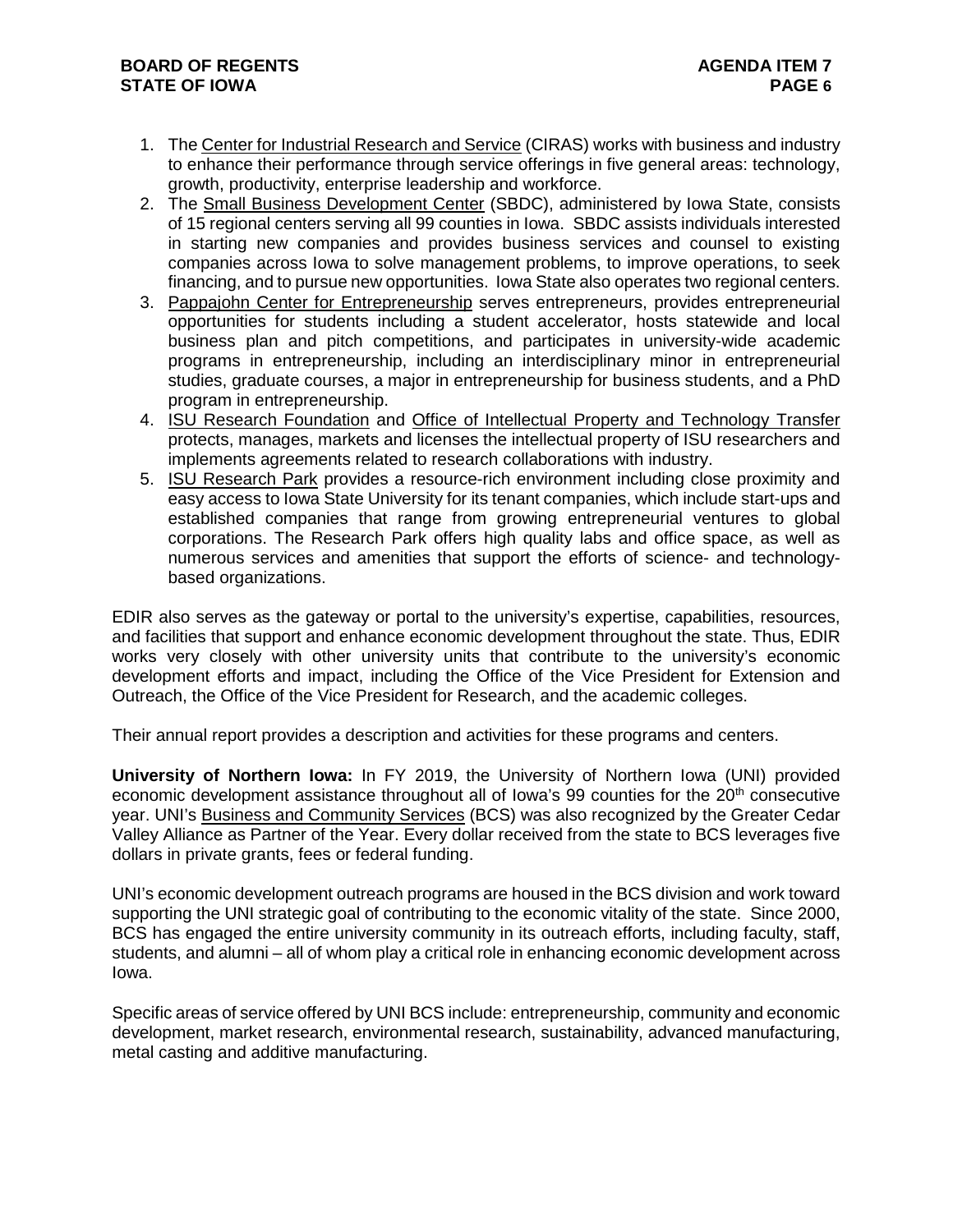1. The Center for Industrial Research and Service (CIRAS) works with business and industry to enhance their performance through service offerings in five general areas: technology, growth, productivity, enterprise leadership and workforce.
2. The Small Business Development Center (SBDC), administered by Iowa State, consists of 15 regional centers serving all 99 counties in Iowa. SBDC assists individuals interested in starting new companies and provides business services and counsel to existing companies across Iowa to solve management problems, to improve operations, to seek financing, and to pursue new opportunities. Iowa State also operates two regional centers.
3. Pappajohn Center for Entrepreneurship serves entrepreneurs, provides entrepreneurial opportunities for students including a student accelerator, hosts statewide and local business plan and pitch competitions, and participates in university-wide academic programs in entrepreneurship, including an interdisciplinary minor in entrepreneurial studies, graduate courses, a major in entrepreneurship for business students, and a PhD program in entrepreneurship.
4. ISU Research Foundation and Office of Intellectual Property and Technology Transfer protects, manages, markets and licenses the intellectual property of ISU researchers and implements agreements related to research collaborations with industry.
5. ISU Research Park provides a resource-rich environment including close proximity and easy access to Iowa State University for its tenant companies, which include start-ups and established companies that range from growing entrepreneurial ventures to global corporations. The Research Park offers high quality labs and office space, as well as numerous services and amenities that support the efforts of science- and technology-based organizations.

EDIR also serves as the gateway or portal to the university's expertise, capabilities, resources, and facilities that support and enhance economic development throughout the state. Thus, EDIR works very closely with other university units that contribute to the university's economic development efforts and impact, including the Office of the Vice President for Extension and Outreach, the Office of the Vice President for Research, and the academic colleges.

Their annual report provides a description and activities for these programs and centers.

**University of Northern Iowa:** In FY 2019, the University of Northern Iowa (UNI) provided economic development assistance throughout all of Iowa's 99 counties for the 20th consecutive year. UNI's Business and Community Services (BCS) was also recognized by the Greater Cedar Valley Alliance as Partner of the Year. Every dollar received from the state to BCS leverages five dollars in private grants, fees or federal funding.

UNI's economic development outreach programs are housed in the BCS division and work toward supporting the UNI strategic goal of contributing to the economic vitality of the state. Since 2000, BCS has engaged the entire university community in its outreach efforts, including faculty, staff, students, and alumni – all of whom play a critical role in enhancing economic development across Iowa.

Specific areas of service offered by UNI BCS include: entrepreneurship, community and economic development, market research, environmental research, sustainability, advanced manufacturing, metal casting and additive manufacturing.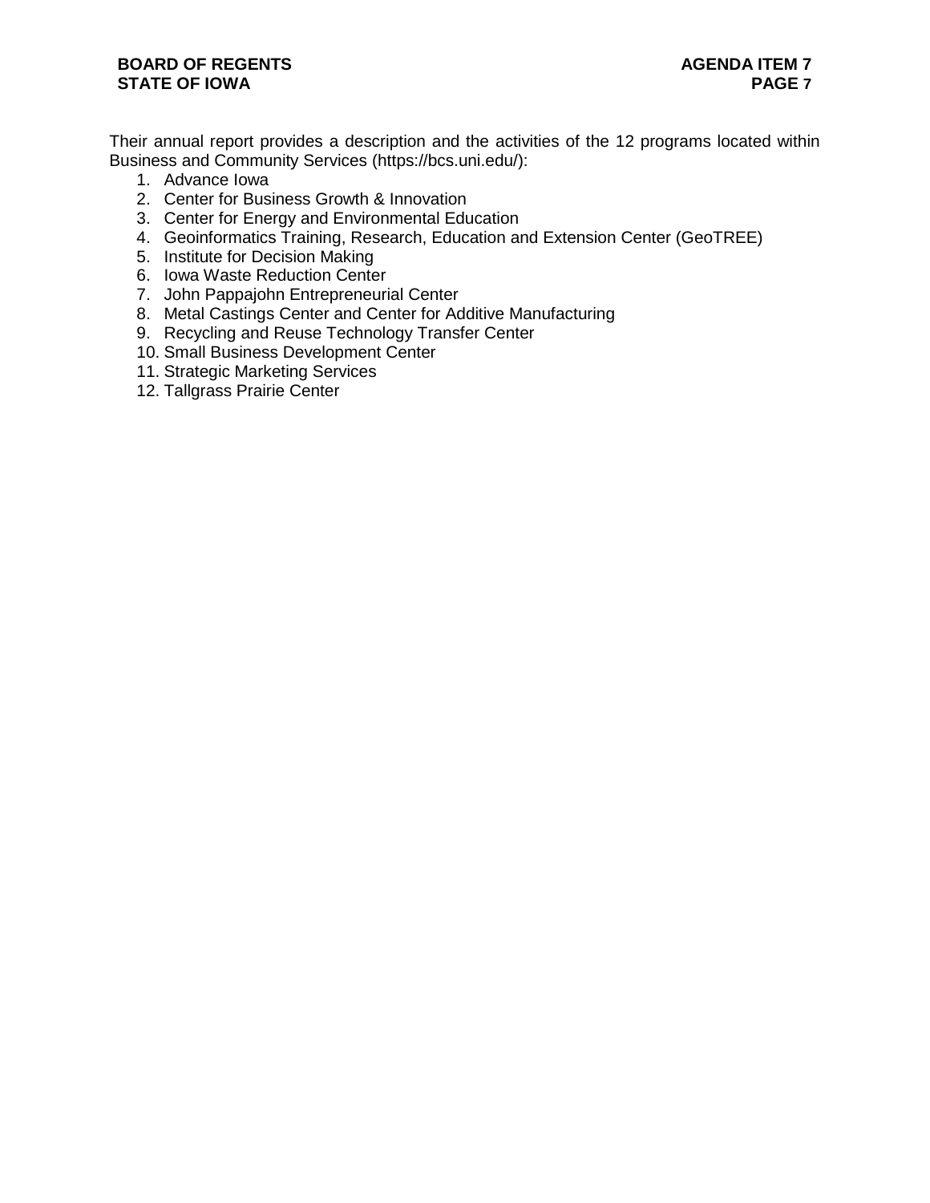Their annual report provides a description and the activities of the 12 programs located within Business and Community Services (https://bcs.uni.edu/):

1. Advance Iowa
2. Center for Business Growth & Innovation
3. Center for Energy and Environmental Education
4. Geoinformatics Training, Research, Education and Extension Center (GeoTREE)
5. Institute for Decision Making
6. Iowa Waste Reduction Center
7. John Pappajohn Entrepreneurial Center
8. Metal Castings Center and Center for Additive Manufacturing
9. Recycling and Reuse Technology Transfer Center
10. Small Business Development Center
11. Strategic Marketing Services
12. Tallgrass Prairie Center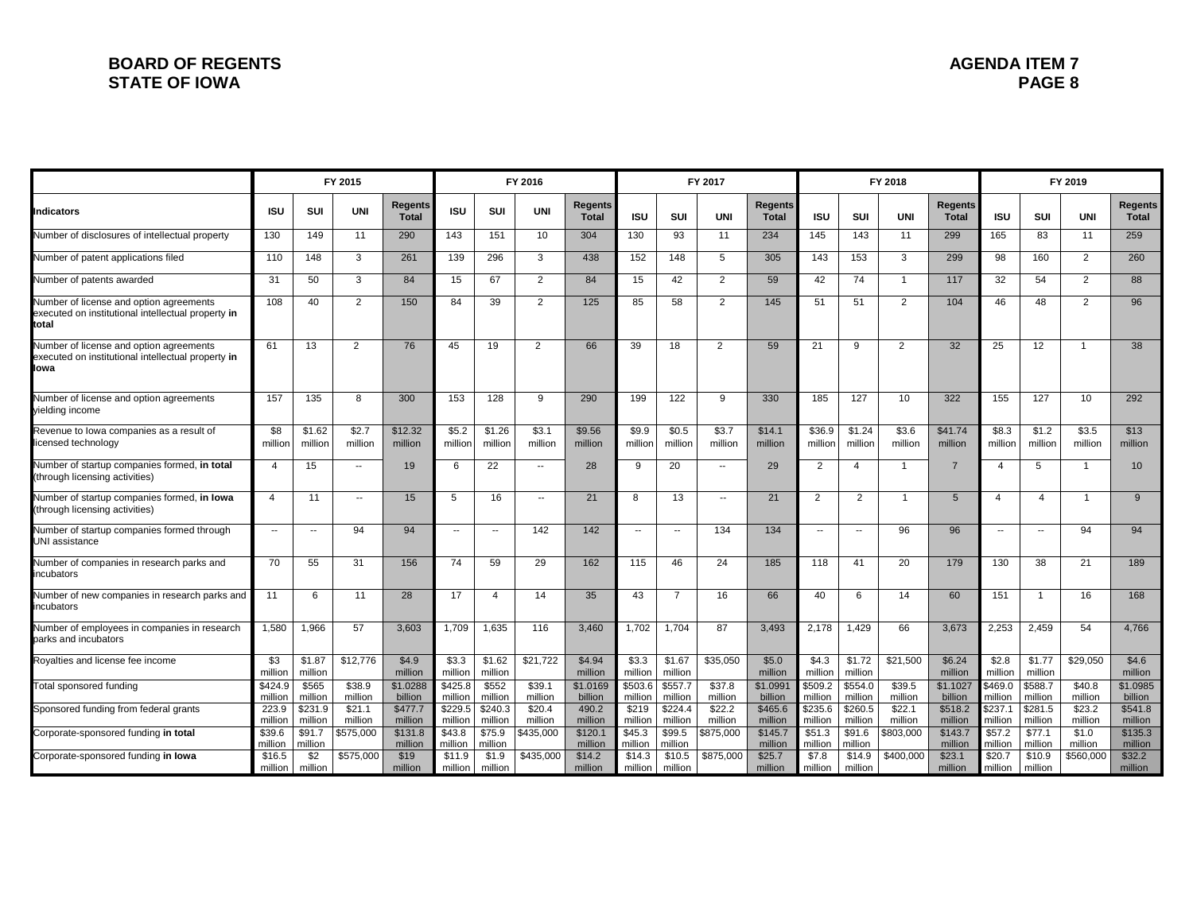| | FY 2015 | | | | FY 2016 | | | | FY 2017 | | | | FY 2018 | | | | FY 2019 | | | |
|---|---|---|---|---|---|---|---|---|---|---|---|---|---|---|---|---|---|---|---|---|
| **Indicators** | **ISU** | **SUI** | **UNI** | **Regents Total** | **ISU** | **SUI** | **UNI** | **Regents Total** | **ISU** | **SUI** | **UNI** | **Regents Total** | **ISU** | **SUI** | **UNI** | **Regents Total** | **ISU** | **SUI** | **UNI** | **Regents Total** |
| Number of disclosures of intellectual property | 130 | 149 | 11 | 290 | 143 | 151 | 10 | 304 | 130 | 93 | 11 | 234 | 145 | 143 | 11 | 299 | 165 | 83 | 11 | 259 |
| Number of patent applications filed | 110 | 148 | 3 | 261 | 139 | 296 | 3 | 438 | 152 | 148 | 5 | 305 | 143 | 153 | 3 | 299 | 98 | 160 | 2 | 260 |
| Number of patents awarded | 31 | 50 | 3 | 84 | 15 | 67 | 2 | 84 | 15 | 42 | 2 | 59 | 42 | 74 | 1 | 117 | 32 | 54 | 2 | 88 |
| Number of license and option agreements executed on institutional intellectual property **in total** | 108 | 40 | 2 | 150 | 84 | 39 | 2 | 125 | 85 | 58 | 2 | 145 | 51 | 51 | 2 | 104 | 46 | 48 | 2 | 96 |
| Number of license and option agreements executed on institutional intellectual property **in Iowa** | 61 | 13 | 2 | 76 | 45 | 19 | 2 | 66 | 39 | 18 | 2 | 59 | 21 | 9 | 2 | 32 | 25 | 12 | 1 | 38 |
| Number of license and option agreements yielding income | 157 | 135 | 8 | 300 | 153 | 128 | 9 | 290 | 199 | 122 | 9 | 330 | 185 | 127 | 10 | 322 | 155 | 127 | 10 | 292 |
| Revenue to Iowa companies as a result of licensed technology | $8 million | $1.62 million | $2.7 million | $12.32 million | $5.2 million | $1.26 million | $3.1 million | $9.56 million | $9.9 million | $0.5 million | $3.7 million | $14.1 million | $36.9 million | $1.24 million | $3.6 million | $41.74 million | $8.3 million | $1.2 million | $3.5 million | $13 million |
| Number of startup companies formed, **in total** (through licensing activities) | 4 | 15 | -- | 19 | 6 | 22 | -- | 28 | 9 | 20 | -- | 29 | 2 | 4 | 1 | 7 | 4 | 5 | 1 | 10 |
| Number of startup companies formed, **in Iowa** (through licensing activities) | 4 | 11 | -- | 15 | 5 | 16 | -- | 21 | 8 | 13 | -- | 21 | 2 | 2 | 1 | 5 | 4 | 4 | 1 | 9 |
| Number of startup companies formed through UNI assistance | -- | -- | 94 | 94 | -- | -- | 142 | 142 | -- | -- | 134 | 134 | -- | -- | 96 | 96 | -- | -- | 94 | 94 |
| Number of companies in research parks and incubators | 70 | 55 | 31 | 156 | 74 | 59 | 29 | 162 | 115 | 46 | 24 | 185 | 118 | 41 | 20 | 179 | 130 | 38 | 21 | 189 |
| Number of new companies in research parks and incubators | 11 | 6 | 11 | 28 | 17 | 4 | 14 | 35 | 43 | 7 | 16 | 66 | 40 | 6 | 14 | 60 | 151 | 1 | 16 | 168 |
| Number of employees in companies in research parks and incubators | 1,580 | 1,966 | 57 | 3,603 | 1,709 | 1,635 | 116 | 3,460 | 1,702 | 1,704 | 87 | 3,493 | 2,178 | 1,429 | 66 | 3,673 | 2,253 | 2,459 | 54 | 4,766 |
| Royalties and license fee income | $3 million | $1.87 million | $12,776 | $4.9 million | $3.3 million | $1.62 million | $21,722 | $4.94 million | $3.3 million | $1.67 million | $35,050 | $5.0 million | $4.3 million | $1.72 million | $21,500 | $6.24 million | $2.8 million | $1.77 million | $29,050 | $4.6 million |
| Total sponsored funding | $424.9 million | $565 million | $38.9 million | $1.0288 billion | $425.8 million | $552 million | $39.1 million | $1.0169 billion | $503.6 million | $557.7 million | $37.8 million | $1.0991 billion | $509.2 million | $554.0 million | $39.5 million | $1.1027 billion | $469.0 million | $588.7 million | $40.8 million | $1.0985 billion |
| Sponsored funding from federal grants | 223.9 million | $231.9 million | $21.1 million | $477.7 million | $229.5 million | $240.3 million | $20.4 million | 490.2 million | $219 million | $224.4 million | $22.2 million | $465.6 million | $235.6 million | $260.5 million | $22.1 million | $518.2 million | $237.1 million | $281.5 million | $23.2 million | $541.8 million |
| Corporate-sponsored funding **in total** | $39.6 million | $91.7 million | $575,000 | $131.8 million | $43.8 million | $75.9 million | $435,000 | $120.1 million | $45.3 million | $99.5 million | $875,000 | $145.7 million | $51.3 million | $91.6 million | $803,000 | $143.7 million | $57.2 million | $77.1 million | $1.0 million | $135.3 million |
| Corporate-sponsored funding **in Iowa** | $16.5 million | $2 million | $575,000 | $19 million | $11.9 million | $1.9 million | $435,000 | $14.2 million | $14.3 million | $10.5 million | $875,000 | $25.7 million | $7.8 million | $14.9 million | $400,000 | $23.1 million | $20.7 million | $10.9 million | $560,000 | $32.2 million |